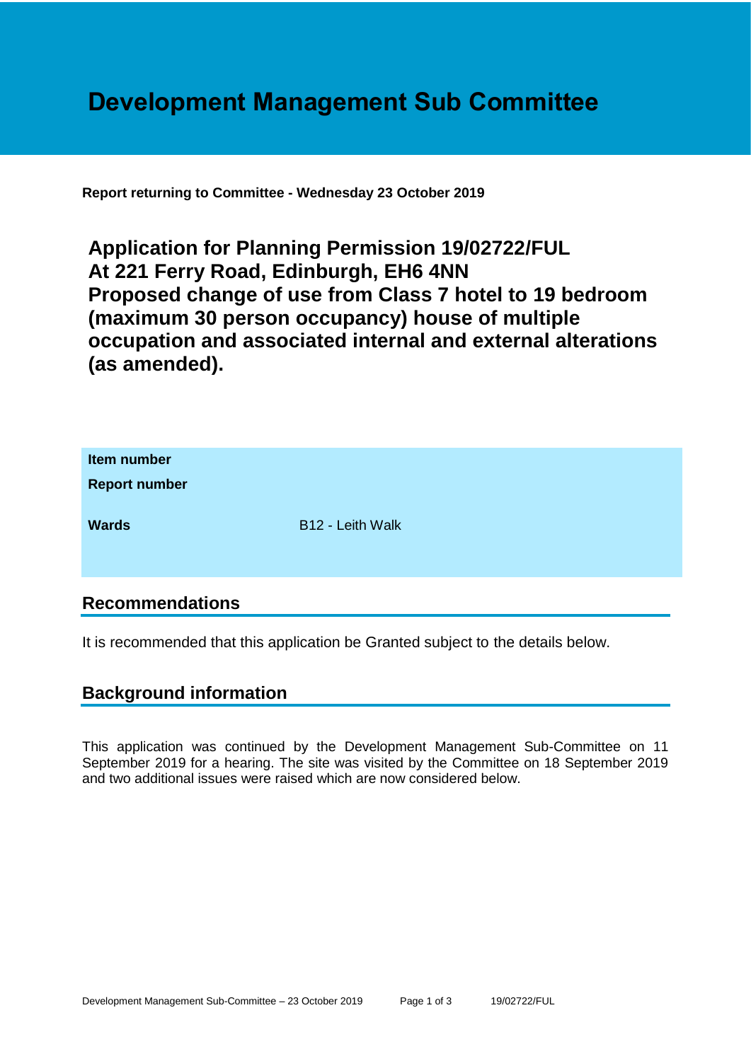# Development Management Sub Committee

**Report returning to Committee - Wednesday 23 October 2019**

## Application for Planning Permission 19/02722/FUL At 221 Ferry Road, Edinburgh, EH6 4NN Proposed change of use from Class 7 hotel to 19 bedroom (maximum 30 person occupancy) house of multiple occupation and associated internal and external alterations (as amended).

| | |
|---|---|
| **Item number** | |
| **Report number** | |
| **Wards** | B12 - Leith Walk |

## Recommendations

It is recommended that this application be Granted subject to the details below.

## Background information

This application was continued by the Development Management Sub-Committee on 11 September 2019 for a hearing. The site was visited by the Committee on 18 September 2019 and two additional issues were raised which are now considered below.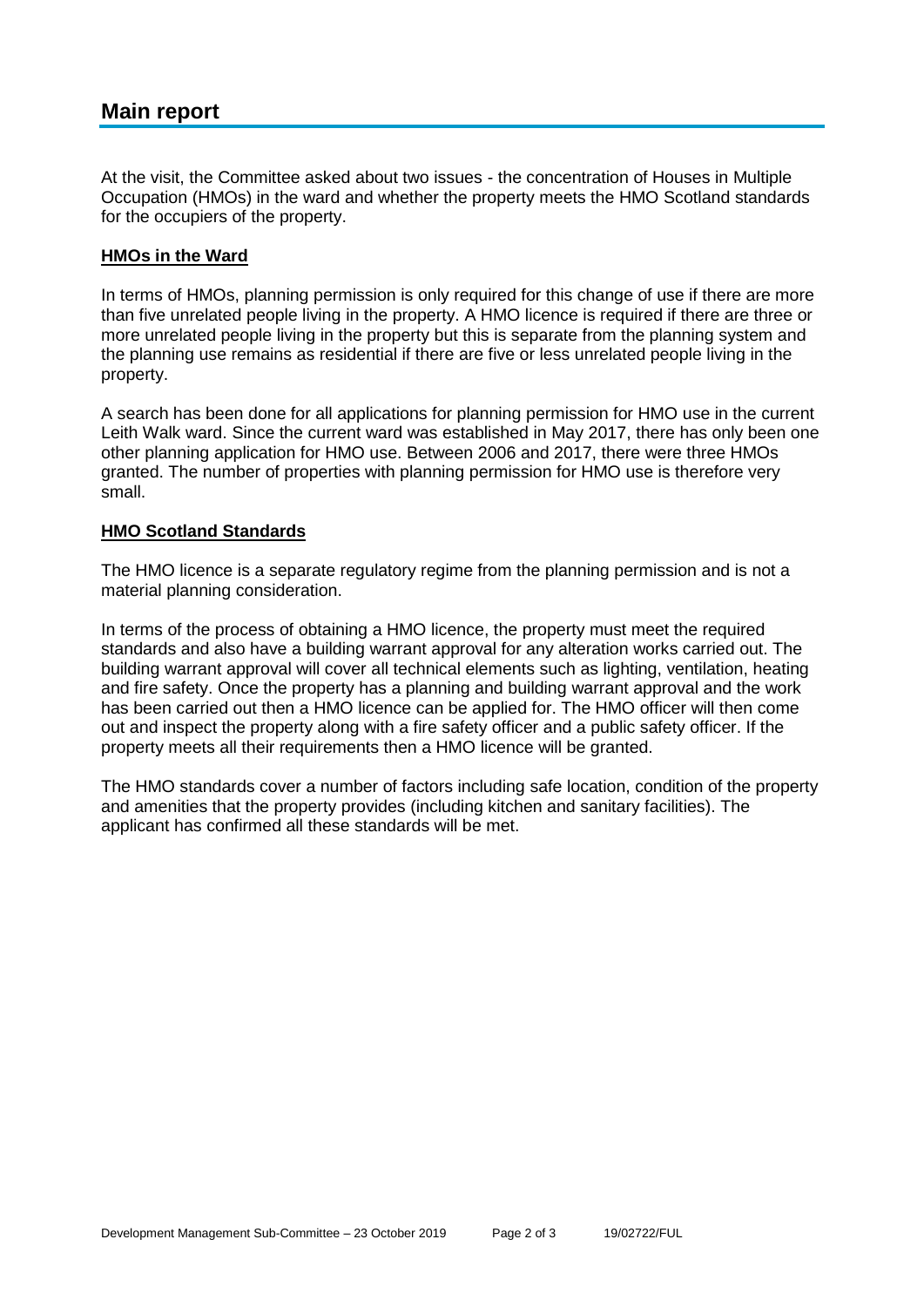## Main report

At the visit, the Committee asked about two issues - the concentration of Houses in Multiple Occupation (HMOs) in the ward and whether the property meets the HMO Scotland standards for the occupiers of the property.

**HMOs in the Ward**

In terms of HMOs, planning permission is only required for this change of use if there are more than five unrelated people living in the property. A HMO licence is required if there are three or more unrelated people living in the property but this is separate from the planning system and the planning use remains as residential if there are five or less unrelated people living in the property.

A search has been done for all applications for planning permission for HMO use in the current Leith Walk ward. Since the current ward was established in May 2017, there has only been one other planning application for HMO use. Between 2006 and 2017, there were three HMOs granted. The number of properties with planning permission for HMO use is therefore very small.

**HMO Scotland Standards**

The HMO licence is a separate regulatory regime from the planning permission and is not a material planning consideration.

In terms of the process of obtaining a HMO licence, the property must meet the required standards and also have a building warrant approval for any alteration works carried out. The building warrant approval will cover all technical elements such as lighting, ventilation, heating and fire safety. Once the property has a planning and building warrant approval and the work has been carried out then a HMO licence can be applied for. The HMO officer will then come out and inspect the property along with a fire safety officer and a public safety officer. If the property meets all their requirements then a HMO licence will be granted.

The HMO standards cover a number of factors including safe location, condition of the property and amenities that the property provides (including kitchen and sanitary facilities). The applicant has confirmed all these standards will be met.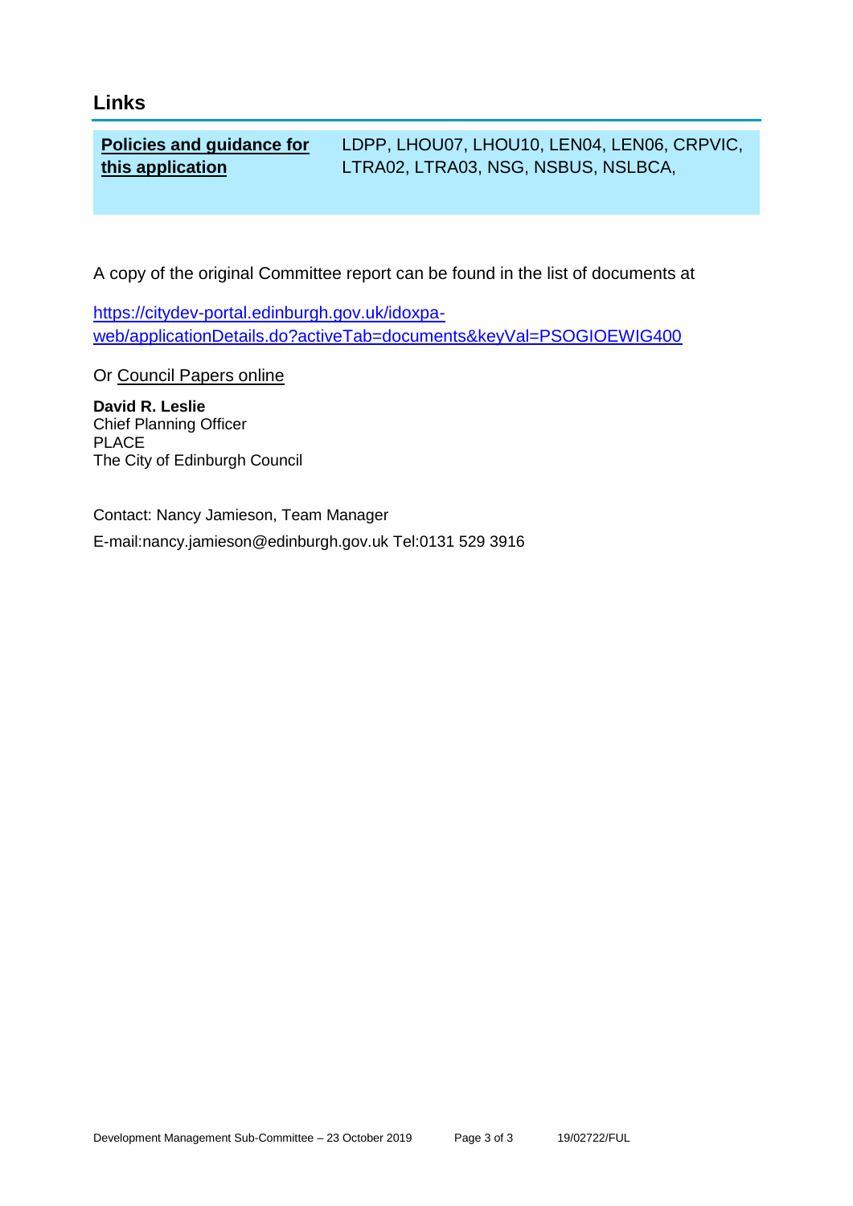## Links

| | |
|---|---|
| **Policies and guidance for this application** | LDPP, LHOU07, LHOU10, LEN04, LEN06, CRPVIC, LTRA02, LTRA03, NSG, NSBUS, NSLBCA, |

A copy of the original Committee report can be found in the list of documents at

https://citydev-portal.edinburgh.gov.uk/idoxpa-web/applicationDetails.do?activeTab=documents&keyVal=PSOGIOEWIG400

Or Council Papers online

**David R. Leslie**
Chief Planning Officer
PLACE
The City of Edinburgh Council

Contact: Nancy Jamieson, Team Manager

E-mail:nancy.jamieson@edinburgh.gov.uk Tel:0131 529 3916